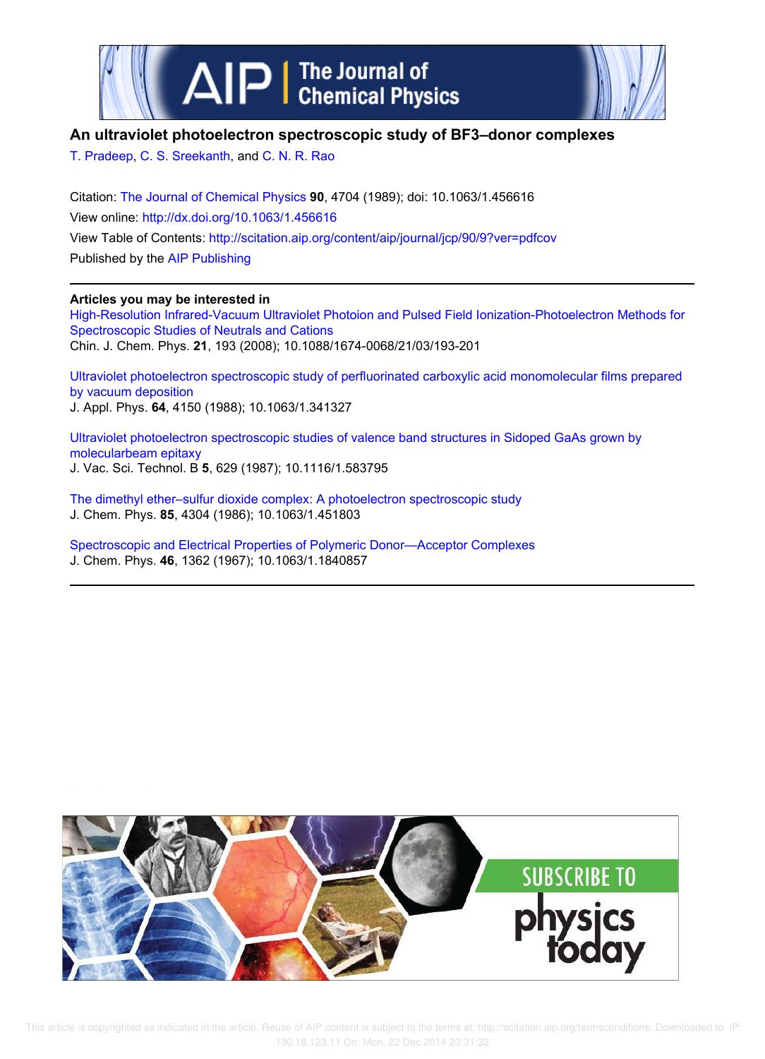# An ultraviolet photoelectron spectroscopic study of BF3–donor complexes

T. Pradeep, C. S. Sreekanth, and C. N. R. Rao

Citation: The Journal of Chemical Physics **90**, 4704 (1989); doi: 10.1063/1.456616

View online: http://dx.doi.org/10.1063/1.456616

View Table of Contents: http://scitation.aip.org/content/aip/journal/jcp/90/9?ver=pdfcov

Published by the AIP Publishing

**Articles you may be interested in**

High-Resolution Infrared-Vacuum Ultraviolet Photoion and Pulsed Field Ionization-Photoelectron Methods for Spectroscopic Studies of Neutrals and Cations
Chin. J. Chem. Phys. **21**, 193 (2008); 10.1088/1674-0068/21/03/193-201

Ultraviolet photoelectron spectroscopic study of perfluorinated carboxylic acid monomolecular films prepared by vacuum deposition
J. Appl. Phys. **64**, 4150 (1988); 10.1063/1.341327

Ultraviolet photoelectron spectroscopic studies of valence band structures in Sidoped GaAs grown by molecularbeam epitaxy
J. Vac. Sci. Technol. B **5**, 629 (1987); 10.1116/1.583795

The dimethyl ether–sulfur dioxide complex: A photoelectron spectroscopic study
J. Chem. Phys. **85**, 4304 (1986); 10.1063/1.451803

Spectroscopic and Electrical Properties of Polymeric Donor—Acceptor Complexes
J. Chem. Phys. **46**, 1362 (1967); 10.1063/1.1840857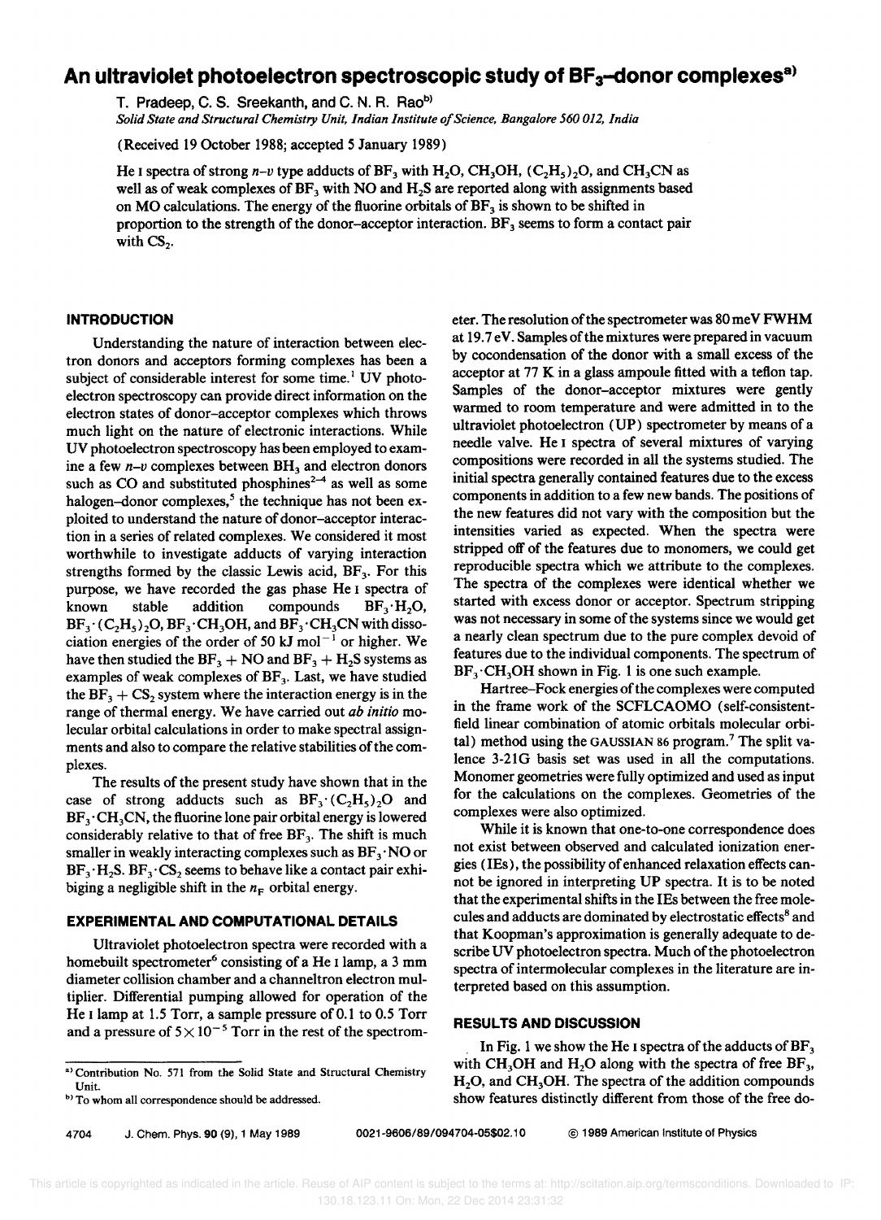# An ultraviolet photoelectron spectroscopic study of $BF_3$–donor complexes[a)]

T. Pradeep, C. S. Sreekanth, and C. N. R. Rao[b)]

*Solid State and Structural Chemistry Unit, Indian Institute of Science, Bangalore 560 012, India*

(Received 19 October 1988; accepted 5 January 1989)

He I spectra of strong *n*–*v* type adducts of $BF_3$ with $H_2O$, $CH_3OH$, $(C_2H_5)_2O$, and $CH_3CN$ as well as of weak complexes of $BF_3$ with NO and $H_2S$ are reported along with assignments based on MO calculations. The energy of the fluorine orbitals of $BF_3$ is shown to be shifted in proportion to the strength of the donor–acceptor interaction. $BF_3$ seems to form a contact pair with $CS_2$.

## INTRODUCTION

Understanding the nature of interaction between electron donors and acceptors forming complexes has been a subject of considerable interest for some time.[1] UV photoelectron spectroscopy can provide direct information on the electron states of donor–acceptor complexes which throws much light on the nature of electronic interactions. While UV photoelectron spectroscopy has been employed to examine a few *n*–*v* complexes between $BH_3$ and electron donors such as CO and substituted phosphines[2–4] as well as some halogen–donor complexes,[5] the technique has not been exploited to understand the nature of donor–acceptor interaction in a series of related complexes. We considered it most worthwhile to investigate adducts of varying interaction strengths formed by the classic Lewis acid, $BF_3$. For this purpose, we have recorded the gas phase He I spectra of known stable addition compounds $BF_3 \cdot H_2O$, $BF_3 \cdot (C_2H_5)_2O$, $BF_3 \cdot CH_3OH$, and $BF_3 \cdot CH_3CN$ with dissociation energies of the order of 50 kJ mol$^{-1}$ or higher. We have then studied the $BF_3$ + NO and $BF_3$ + $H_2S$ systems as examples of weak complexes of $BF_3$. Last, we have studied the $BF_3$ + $CS_2$ system where the interaction energy is in the range of thermal energy. We have carried out *ab initio* molecular orbital calculations in order to make spectral assignments and also to compare the relative stabilities of the complexes.

The results of the present study have shown that in the case of strong adducts such as $BF_3 \cdot (C_2H_5)_2O$ and $BF_3 \cdot CH_3CN$, the fluorine lone pair orbital energy is lowered considerably relative to that of free $BF_3$. The shift is much smaller in weakly interacting complexes such as $BF_3 \cdot NO$ or $BF_3 \cdot H_2S$. $BF_3 \cdot CS_2$ seems to behave like a contact pair exhibiging a negligible shift in the $n_F$ orbital energy.

## EXPERIMENTAL AND COMPUTATIONAL DETAILS

Ultraviolet photoelectron spectra were recorded with a homebuilt spectrometer[6] consisting of a He I lamp, a 3 mm diameter collision chamber and a channeltron electron multiplier. Differential pumping allowed for operation of the He I lamp at 1.5 Torr, a sample pressure of 0.1 to 0.5 Torr and a pressure of $5 \times 10^{-5}$ Torr in the rest of the spectrometer. The resolution of the spectrometer was 80 meV FWHM at 19.7 eV. Samples of the mixtures were prepared in vacuum by cocondensation of the donor with a small excess of the acceptor at 77 K in a glass ampoule fitted with a teflon tap. Samples of the donor–acceptor mixtures were gently warmed to room temperature and were admitted in to the ultraviolet photoelectron (UP) spectrometer by means of a needle valve. He I spectra of several mixtures of varying compositions were recorded in all the systems studied. The initial spectra generally contained features due to the excess components in addition to a few new bands. The positions of the new features did not vary with the composition but the intensities varied as expected. When the spectra were stripped off of the features due to monomers, we could get reproducible spectra which we attribute to the complexes. The spectra of the complexes were identical whether we started with excess donor or acceptor. Spectrum stripping was not necessary in some of the systems since we would get a nearly clean spectrum due to the pure complex devoid of features due to the individual components. The spectrum of $BF_3 \cdot CH_3OH$ shown in Fig. 1 is one such example.

Hartree–Fock energies of the complexes were computed in the frame work of the SCFLCAOMO (self-consistent-field linear combination of atomic orbitals molecular orbital) method using the GAUSSIAN 86 program.[7] The split valence 3-21G basis set was used in all the computations. Monomer geometries were fully optimized and used as input for the calculations on the complexes. Geometries of the complexes were also optimized.

While it is known that one-to-one correspondence does not exist between observed and calculated ionization energies (IEs), the possibility of enhanced relaxation effects cannot be ignored in interpreting UP spectra. It is to be noted that the experimental shifts in the IEs between the free molecules and adducts are dominated by electrostatic effects[8] and that Koopman's approximation is generally adequate to describe UV photoelectron spectra. Much of the photoelectron spectra of intermolecular complexes in the literature are interpreted based on this assumption.

## RESULTS AND DISCUSSION

In Fig. 1 we show the He I spectra of the adducts of $BF_3$ with $CH_3OH$ and $H_2O$ along with the spectra of free $BF_3$, $H_2O$, and $CH_3OH$. The spectra of the addition compounds show features distinctly different from those of the free do-

[a)] Contribution No. 571 from the Solid State and Structural Chemistry Unit.

[b)] To whom all correspondence should be addressed.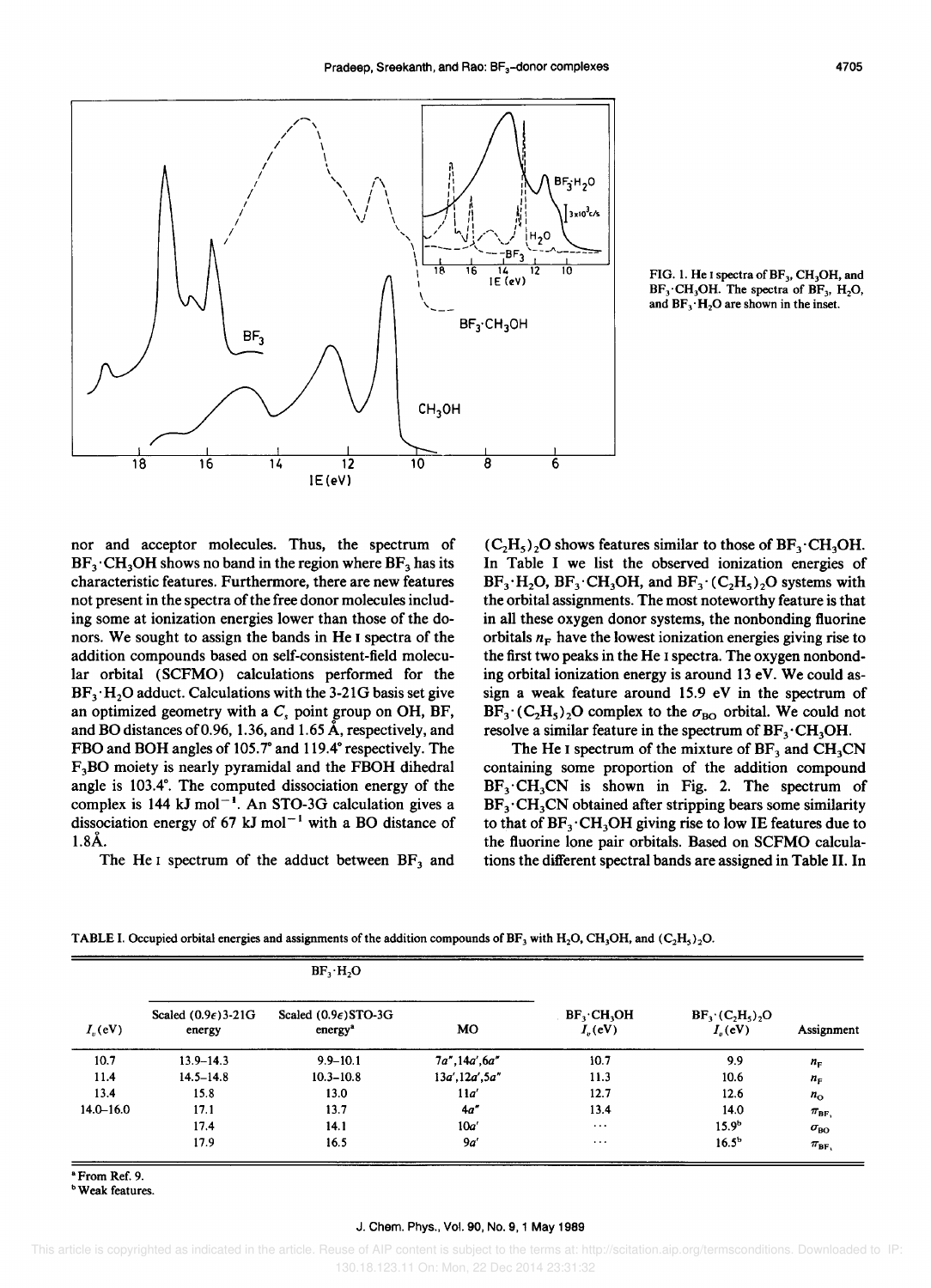BF3 CH3OH BF3 CH3OH

18 16 14 12 10 8 6

IE (eV)

BF3·H2O

3×10³c/s

H2O

BF3

18 16 14 12 10

IE (eV)

FIG. 1. He I spectra of $BF_3$, $CH_3OH$, and $BF_3 \cdot CH_3OH$. The spectra of $BF_3$, $H_2O$, and $BF_3 \cdot H_2O$ are shown in the inset.

nor and acceptor molecules. Thus, the spectrum of $BF_3 \cdot CH_3OH$ shows no band in the region where $BF_3$ has its characteristic features. Furthermore, there are new features not present in the spectra of the free donor molecules including some at ionization energies lower than those of the donors. We sought to assign the bands in He I spectra of the addition compounds based on self-consistent-field molecular orbital (SCFMO) calculations performed for the $BF_3 \cdot H_2O$ adduct. Calculations with the 3-21G basis set give an optimized geometry with a $C_s$ point group on OH, BF, and BO distances of 0.96, 1.36, and 1.65 Å, respectively, and FBO and BOH angles of 105.7° and 119.4° respectively. The $F_3BO$ moiety is nearly pyramidal and the FBOH dihedral angle is 103.4°. The computed dissociation energy of the complex is 144 kJ mol$^{-1}$. An STO-3G calculation gives a dissociation energy of 67 kJ mol$^{-1}$ with a BO distance of 1.8 Å.

The He I spectrum of the adduct between $BF_3$ and $(C_2H_5)_2O$ shows features similar to those of $BF_3 \cdot CH_3OH$. In Table I we list the observed ionization energies of $BF_3 \cdot H_2O$, $BF_3 \cdot CH_3OH$, and $BF_3 \cdot (C_2H_5)_2O$ systems with the orbital assignments. The most noteworthy feature is that in all these oxygen donor systems, the nonbonding fluorine orbitals $n_F$ have the lowest ionization energies giving rise to the first two peaks in the He I spectra. The oxygen nonbonding orbital ionization energy is around 13 eV. We could assign a weak feature around 15.9 eV in the spectrum of $BF_3 \cdot (C_2H_5)_2O$ complex to the $\sigma_{BO}$ orbital. We could not resolve a similar feature in the spectrum of $BF_3 \cdot CH_3OH$.

The He I spectrum of the mixture of $BF_3$ and $CH_3CN$ containing some proportion of the addition compound $BF_3 \cdot CH_3CN$ is shown in Fig. 2. The spectrum of $BF_3 \cdot CH_3CN$ obtained after stripping bears some similarity to that of $BF_3 \cdot CH_3OH$ giving rise to low IE features due to the fluorine lone pair orbitals. Based on SCFMO calculations the different spectral bands are assigned in Table II. In

TABLE I. Occupied orbital energies and assignments of the addition compounds of $BF_3$ with $H_2O$, $CH_3OH$, and $(C_2H_5)_2O$.

| | $BF_3 \cdot H_2O$ | | | | | |
|---|---|---|---|---|---|---|
| $I_v$ (eV) | Scaled (0.9ε)3-21G energy | Scaled (0.9ε)STO-3G energy[a] | MO | $BF_3 \cdot CH_3OH$ $I_v$ (eV) | $BF_3 \cdot (C_2H_5)_2O$ $I_v$ (eV) | Assignment |
| 10.7 | 13.9–14.3 | 9.9–10.1 | 7a″,14a′,6a″ | 10.7 | 9.9 | $n_F$ |
| 11.4 | 14.5–14.8 | 10.3–10.8 | 13a′,12a′,5a″ | 11.3 | 10.6 | $n_F$ |
| 13.4 | 15.8 | 13.0 | 11a′ | 12.7 | 12.6 | $n_O$ |
| 14.0–16.0 | 17.1 | 13.7 | 4a″ | 13.4 | 14.0 | $\pi_{BF_3}$ |
| | 17.4 | 14.1 | 10a′ | ⋯ | 15.9[b] | $\sigma_{BO}$ |
| | 17.9 | 16.5 | 9a′ | ⋯ | 16.5[b] | $\pi_{BF_3}$ |

[a] From Ref. 9.

[b] Weak features.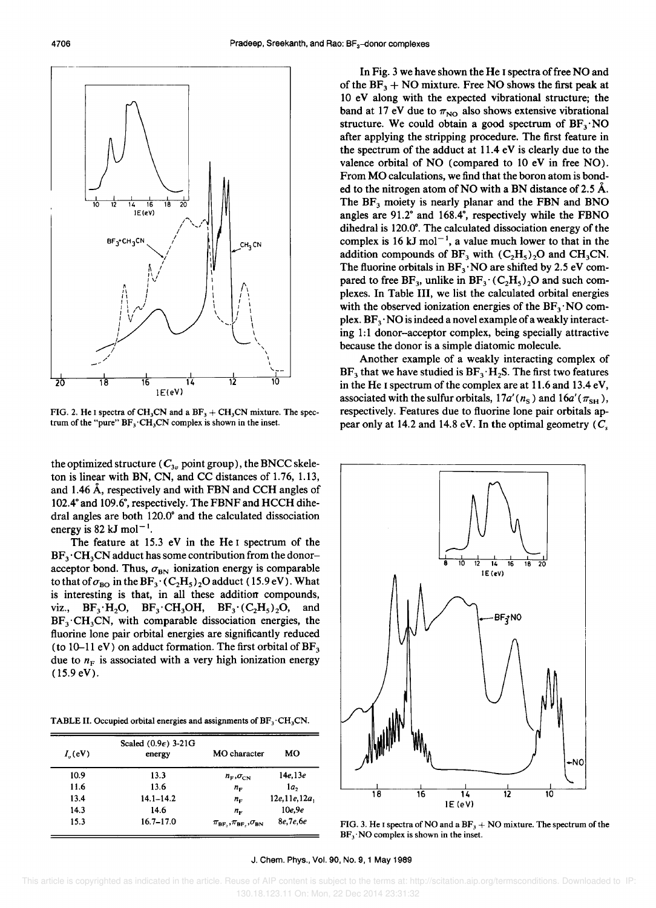10 12 14 16 18 20
IE(eV)

BF$_3$·CH$_3$CN

CH$_3$CN

20 18 16 14 12 10
IE(eV)

FIG. 2. He I spectra of CH$_3$CN and a BF$_3$ + CH$_3$CN mixture. The spectrum of the "pure" BF$_3$·CH$_3$CN complex is shown in the inset.

the optimized structure ($C_{3v}$ point group), the BNCC skeleton is linear with BN, CN, and CC distances of 1.76, 1.13, and 1.46 Å, respectively and with FBN and CCH angles of 102.4° and 109.6°, respectively. The FBNF and HCCH dihedral angles are both 120.0° and the calculated dissociation energy is 82 kJ mol$^{-1}$.

The feature at 15.3 eV in the He I spectrum of the BF$_3$·CH$_3$CN adduct has some contribution from the donor–acceptor bond. Thus, $\sigma_{BN}$ ionization energy is comparable to that of $\sigma_{BO}$ in the BF$_3$·(C$_2$H$_5$)$_2$O adduct (15.9 eV). What is interesting is that, in all these addition compounds, viz., BF$_3$·H$_2$O, BF$_3$·CH$_3$OH, BF$_3$·(C$_2$H$_5$)$_2$O, and BF$_3$·CH$_3$CN, with comparable dissociation energies, the fluorine lone pair orbital energies are significantly reduced (to 10–11 eV) on adduct formation. The first orbital of BF$_3$ due to $n_F$ is associated with a very high ionization energy (15.9 eV).

TABLE II. Occupied orbital energies and assignments of BF$_3$·CH$_3$CN.

| $I_v$ (eV) | Scaled (0.9ε) 3-21G energy | MO character | MO |
|---|---|---|---|
| 10.9 | 13.3 | $n_F, \sigma_{CN}$ | 14e,13e |
| 11.6 | 13.6 | $n_F$ | 1$a_2$ |
| 13.4 | 14.1–14.2 | $n_F$ | 12e,11e,12$a_1$ |
| 14.3 | 14.6 | $n_F$ | 10e,9e |
| 15.3 | 16.7–17.0 | $\pi_{BF_3}, \pi_{BF_3}, \sigma_{BN}$ | 8e,7e,6e |

In Fig. 3 we have shown the He I spectra of free NO and of the BF$_3$ + NO mixture. Free NO shows the first peak at 10 eV along with the expected vibrational structure; the band at 17 eV due to $\pi_{NO}$ also shows extensive vibrational structure. We could obtain a good spectrum of BF$_3$·NO after applying the stripping procedure. The first feature in the spectrum of the adduct at 11.4 eV is clearly due to the valence orbital of NO (compared to 10 eV in free NO). From MO calculations, we find that the boron atom is bonded to the nitrogen atom of NO with a BN distance of 2.5 Å. The BF$_3$ moiety is nearly planar and the FBN and BNO angles are 91.2° and 168.4°, respectively while the FBNO dihedral is 120.0°. The calculated dissociation energy of the complex is 16 kJ mol$^{-1}$, a value much lower to that in the addition compounds of BF$_3$ with (C$_2$H$_5$)$_2$O and CH$_3$CN. The fluorine orbitals in BF$_3$·NO are shifted by 2.5 eV compared to free BF$_3$, unlike in BF$_3$·(C$_2$H$_5$)$_2$O and such complexes. In Table III, we list the calculated orbital energies with the observed ionization energies of the BF$_3$·NO complex. BF$_3$·NO is indeed a novel example of a weakly interacting 1:1 donor–acceptor complex, being specially attractive because the donor is a simple diatomic molecule.

Another example of a weakly interacting complex of BF$_3$ that we have studied is BF$_3$·H$_2$S. The first two features in the He I spectrum of the complex are at 11.6 and 13.4 eV, associated with the sulfur orbitals, 17$a'$ ($n_S$) and 16$a'$ ($\pi_{SH}$), respectively. Features due to fluorine lone pair orbitals appear only at 14.2 and 14.8 eV. In the optimal geometry ($C_s$

8 10 12 14 16 18 20
IE (eV)

BF$_3$NO

NO

18 16 14 12 10
IE (eV)

FIG. 3. He I spectra of NO and a BF$_3$ + NO mixture. The spectrum of the BF$_3$·NO complex is shown in the inset.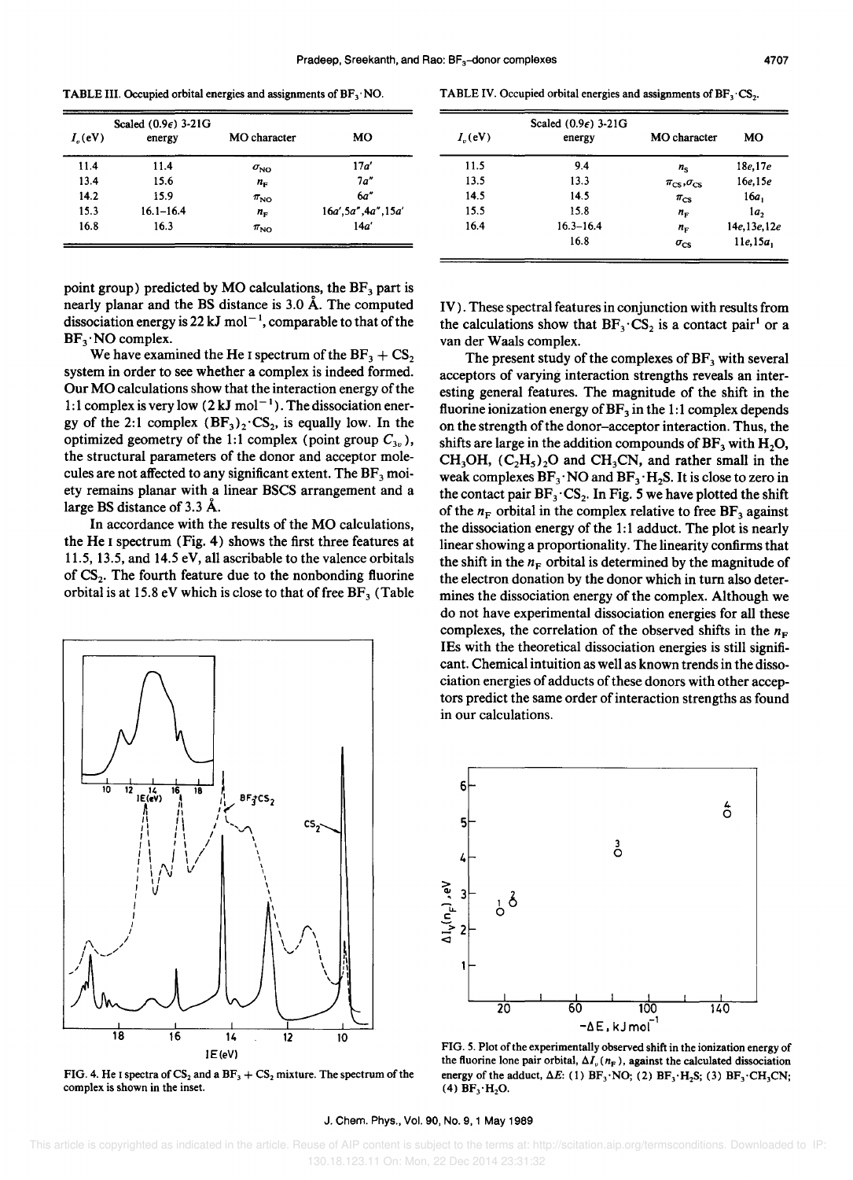TABLE III. Occupied orbital energies and assignments of $BF_3 \cdot NO$.

| $I_v$(eV) | Scaled (0.9ε) 3-21G energy | MO character | MO |
|---|---|---|---|
| 11.4 | 11.4 | $\sigma_{NO}$ | $17a'$ |
| 13.4 | 15.6 | $n_F$ | $7a''$ |
| 14.2 | 15.9 | $\pi_{NO}$ | $6a''$ |
| 15.3 | 16.1–16.4 | $n_F$ | $16a', 5a'', 4a'', 15a'$ |
| 16.8 | 16.3 | $\pi_{NO}$ | $14a'$ |

point group) predicted by MO calculations, the $BF_3$ part is nearly planar and the BS distance is 3.0 Å. The computed dissociation energy is 22 kJ $mol^{-1}$, comparable to that of the $BF_3 \cdot NO$ complex.

We have examined the He I spectrum of the $BF_3 + CS_2$ system in order to see whether a complex is indeed formed. Our MO calculations show that the interaction energy of the 1:1 complex is very low (2 kJ $mol^{-1}$). The dissociation energy of the 2:1 complex $(BF_3)_2 \cdot CS_2$, is equally low. In the optimized geometry of the 1:1 complex (point group $C_{3v}$), the structural parameters of the donor and acceptor molecules are not affected to any significant extent. The $BF_3$ moiety remains planar with a linear BSCS arrangement and a large BS distance of 3.3 Å.

In accordance with the results of the MO calculations, the He I spectrum (Fig. 4) shows the first three features at 11.5, 13.5, and 14.5 eV, all ascribable to the valence orbitals of $CS_2$. The fourth feature due to the nonbonding fluorine orbital is at 15.8 eV which is close to that of free $BF_3$ (Table IV). These spectral features in conjunction with results from the calculations show that $BF_3 \cdot CS_2$ is a contact pair[1] or a van der Waals complex.

TABLE IV. Occupied orbital energies and assignments of $BF_3 \cdot CS_2$.

| $I_v$(eV) | Scaled (0.9ε) 3-21G energy | MO character | MO |
|---|---|---|---|
| 11.5 | 9.4 | $n_S$ | $18e, 17e$ |
| 13.5 | 13.3 | $\pi_{CS}, \sigma_{CS}$ | $16e, 15e$ |
| 14.5 | 14.5 | $\pi_{CS}$ | $16a_1$ |
| 15.5 | 15.8 | $n_F$ | $1a_2$ |
| 16.4 | 16.3–16.4 | $n_F$ | $14e, 13e, 12e$ |
| | 16.8 | $\sigma_{CS}$ | $11e, 15a_1$ |

The present study of the complexes of $BF_3$ with several acceptors of varying interaction strengths reveals an interesting general features. The magnitude of the shift in the fluorine ionization energy of $BF_3$ in the 1:1 complex depends on the strength of the donor–acceptor interaction. Thus, the shifts are large in the addition compounds of $BF_3$ with $H_2O$, $CH_3OH$, $(C_2H_5)_2O$ and $CH_3CN$, and rather small in the weak complexes $BF_3 \cdot NO$ and $BF_3 \cdot H_2S$. It is close to zero in the contact pair $BF_3 \cdot CS_2$. In Fig. 5 we have plotted the shift of the $n_F$ orbital in the complex relative to free $BF_3$ against the dissociation energy of the 1:1 adduct. The plot is nearly linear showing a proportionality. The linearity confirms that the shift in the $n_F$ orbital is determined by the magnitude of the electron donation by the donor which in turn also determines the dissociation energy of the complex. Although we do not have experimental dissociation energies for all these complexes, the correlation of the observed shifts in the $n_F$ IEs with the theoretical dissociation energies is still significant. Chemical intuition as well as known trends in the dissociation energies of adducts of these donors with other acceptors predict the same order of interaction strengths as found in our calculations.

10 12 14 16 18
IE(eV)
$BF_3CS_2$
$CS_2$
18 16 14 12 10
IE (eV)

FIG. 4. He I spectra of $CS_2$ and a $BF_3 + CS_2$ mixture. The spectrum of the complex is shown in the inset.

$\Delta I_v(n_F)$, eV
1 2 3 4 5 6
20 60 100 140
$-\Delta E$, kJ $mol^{-1}$
1 2 3 4

FIG. 5. Plot of the experimentally observed shift in the ionization energy of the fluorine lone pair orbital, $\Delta I_v(n_F)$, against the calculated dissociation energy of the adduct, $\Delta E$: (1) $BF_3 \cdot NO$; (2) $BF_3 \cdot H_2S$; (3) $BF_3 \cdot CH_3CN$; (4) $BF_3 \cdot H_2O$.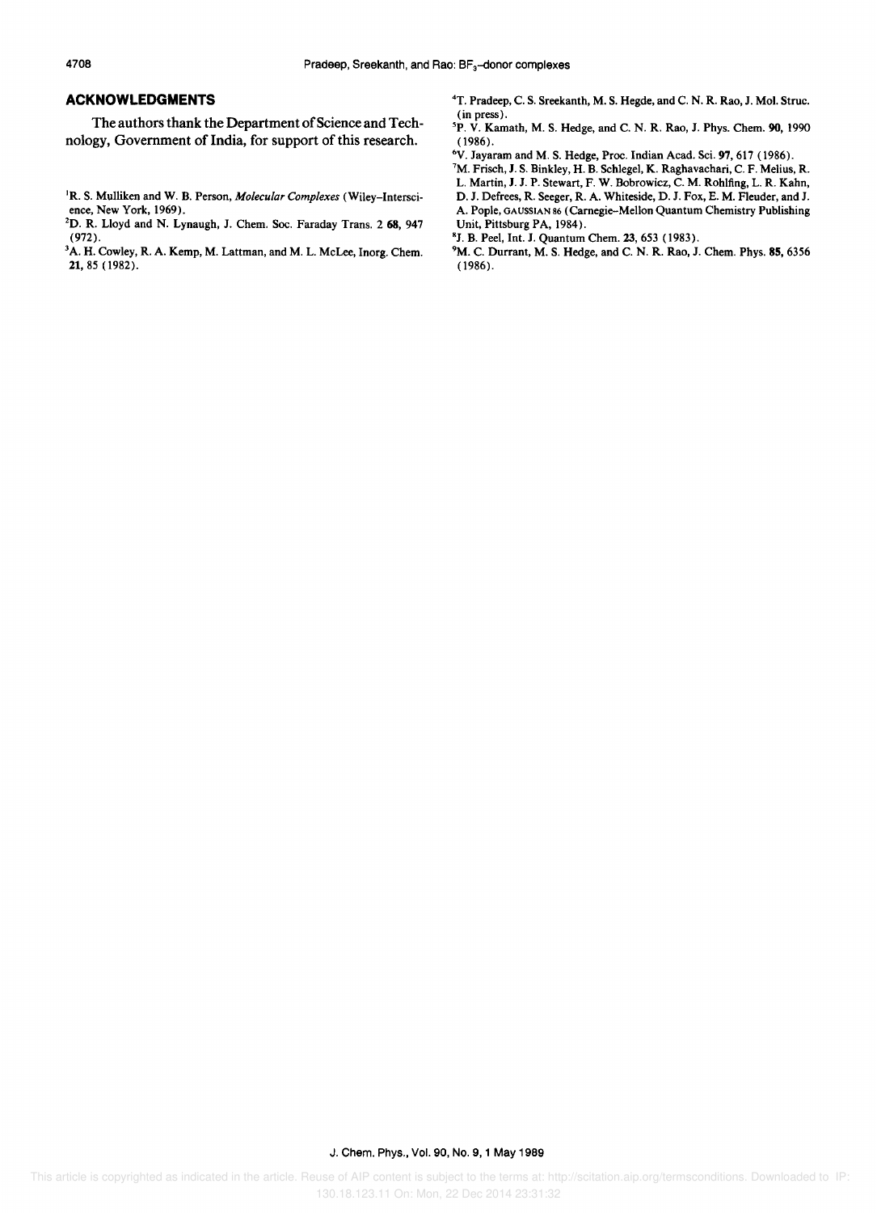## ACKNOWLEDGMENTS

The authors thank the Department of Science and Technology, Government of India, for support of this research.

[1] R. S. Mulliken and W. B. Person, *Molecular Complexes* (Wiley–Interscience, New York, 1969).

[2] D. R. Lloyd and N. Lynaugh, J. Chem. Soc. Faraday Trans. 2 **68**, 947 (972).

[3] A. H. Cowley, R. A. Kemp, M. Lattman, and M. L. McLee, Inorg. Chem. **21**, 85 (1982).

[4] T. Pradeep, C. S. Sreekanth, M. S. Hegde, and C. N. R. Rao, J. Mol. Struc. (in press).

[5] P. V. Kamath, M. S. Hedge, and C. N. R. Rao, J. Phys. Chem. **90**, 1990 (1986).

[6] V. Jayaram and M. S. Hedge, Proc. Indian Acad. Sci. **97**, 617 (1986).

[7] M. Frisch, J. S. Binkley, H. B. Schlegel, K. Raghavachari, C. F. Melius, R. L. Martin, J. J. P. Stewart, F. W. Bobrowicz, C. M. Rohlfing, L. R. Kahn, D. J. Defrees, R. Seeger, R. A. Whiteside, D. J. Fox, E. M. Fleuder, and J. A. Pople, GAUSSIAN 86 (Carnegie–Mellon Quantum Chemistry Publishing Unit, Pittsburg PA, 1984).

[8] J. B. Peel, Int. J. Quantum Chem. **23**, 653 (1983).

[9] M. C. Durrant, M. S. Hedge, and C. N. R. Rao, J. Chem. Phys. **85**, 6356 (1986).